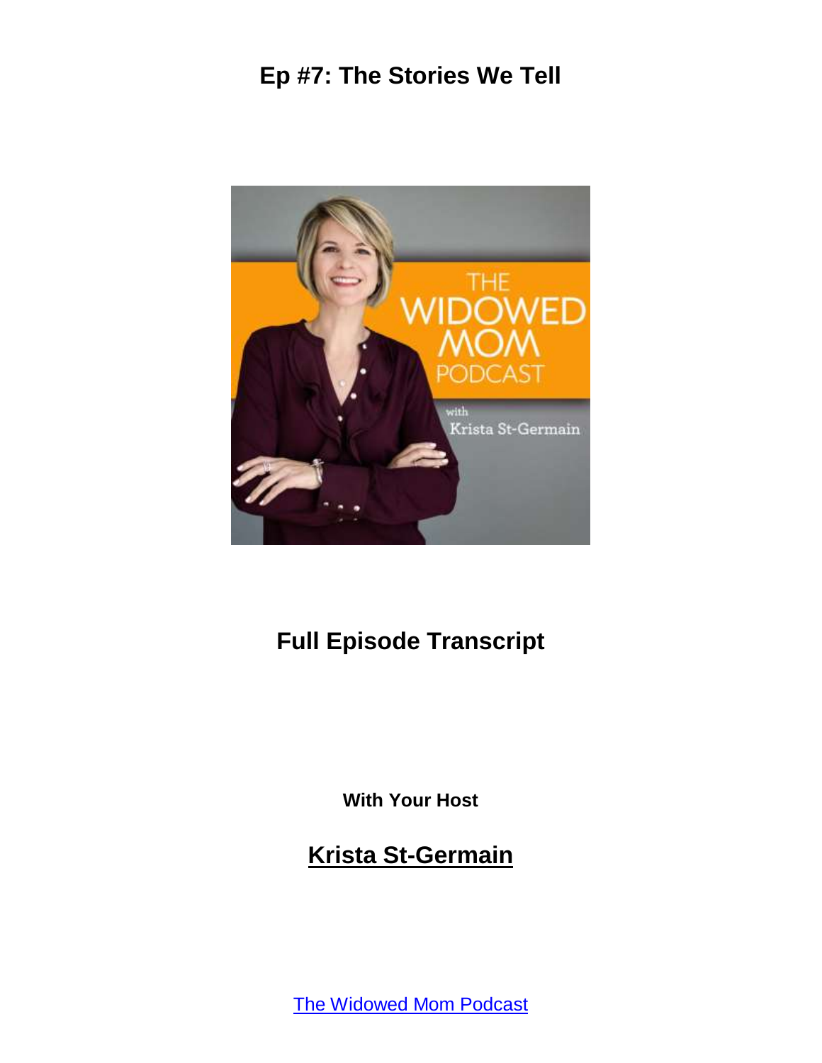# Ep #7: The Stories We Tell

## Full Episode Transcript

**With Your Host**

## [Krista St-Germain]

[The Widowed Mom Podcast]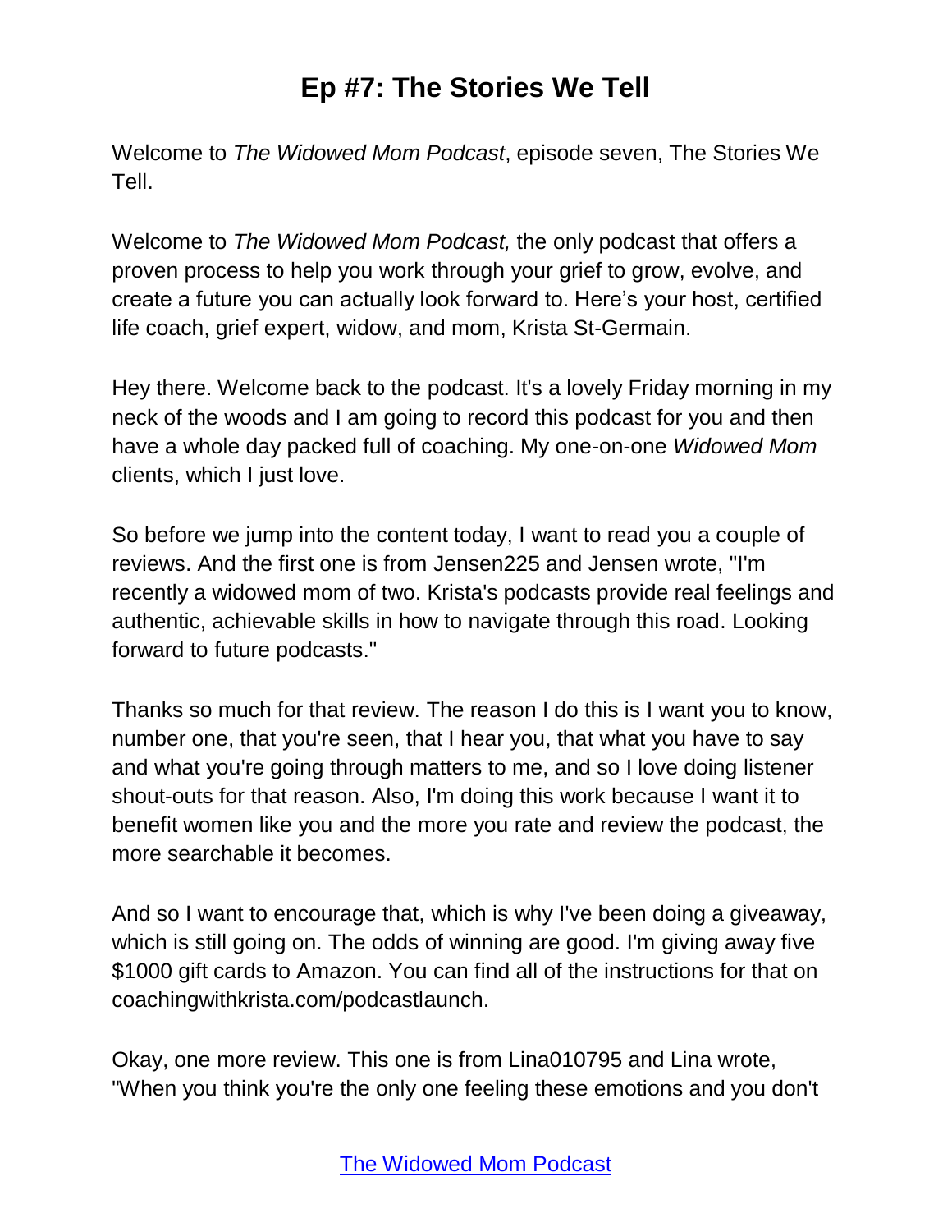# Ep #7: The Stories We Tell

Welcome to *The Widowed Mom Podcast*, episode seven, The Stories We Tell.

Welcome to *The Widowed Mom Podcast,* the only podcast that offers a proven process to help you work through your grief to grow, evolve, and create a future you can actually look forward to. Here's your host, certified life coach, grief expert, widow, and mom, Krista St-Germain.

Hey there. Welcome back to the podcast. It's a lovely Friday morning in my neck of the woods and I am going to record this podcast for you and then have a whole day packed full of coaching. My one-on-one *Widowed Mom* clients, which I just love.

So before we jump into the content today, I want to read you a couple of reviews. And the first one is from Jensen225 and Jensen wrote, "I'm recently a widowed mom of two. Krista's podcasts provide real feelings and authentic, achievable skills in how to navigate through this road. Looking forward to future podcasts."

Thanks so much for that review. The reason I do this is I want you to know, number one, that you're seen, that I hear you, that what you have to say and what you're going through matters to me, and so I love doing listener shout-outs for that reason. Also, I'm doing this work because I want it to benefit women like you and the more you rate and review the podcast, the more searchable it becomes.

And so I want to encourage that, which is why I've been doing a giveaway, which is still going on. The odds of winning are good. I'm giving away five $1000 gift cards to Amazon. You can find all of the instructions for that on coachingwithkrista.com/podcastlaunch.

Okay, one more review. This one is from Lina010795 and Lina wrote, "When you think you're the only one feeling these emotions and you don't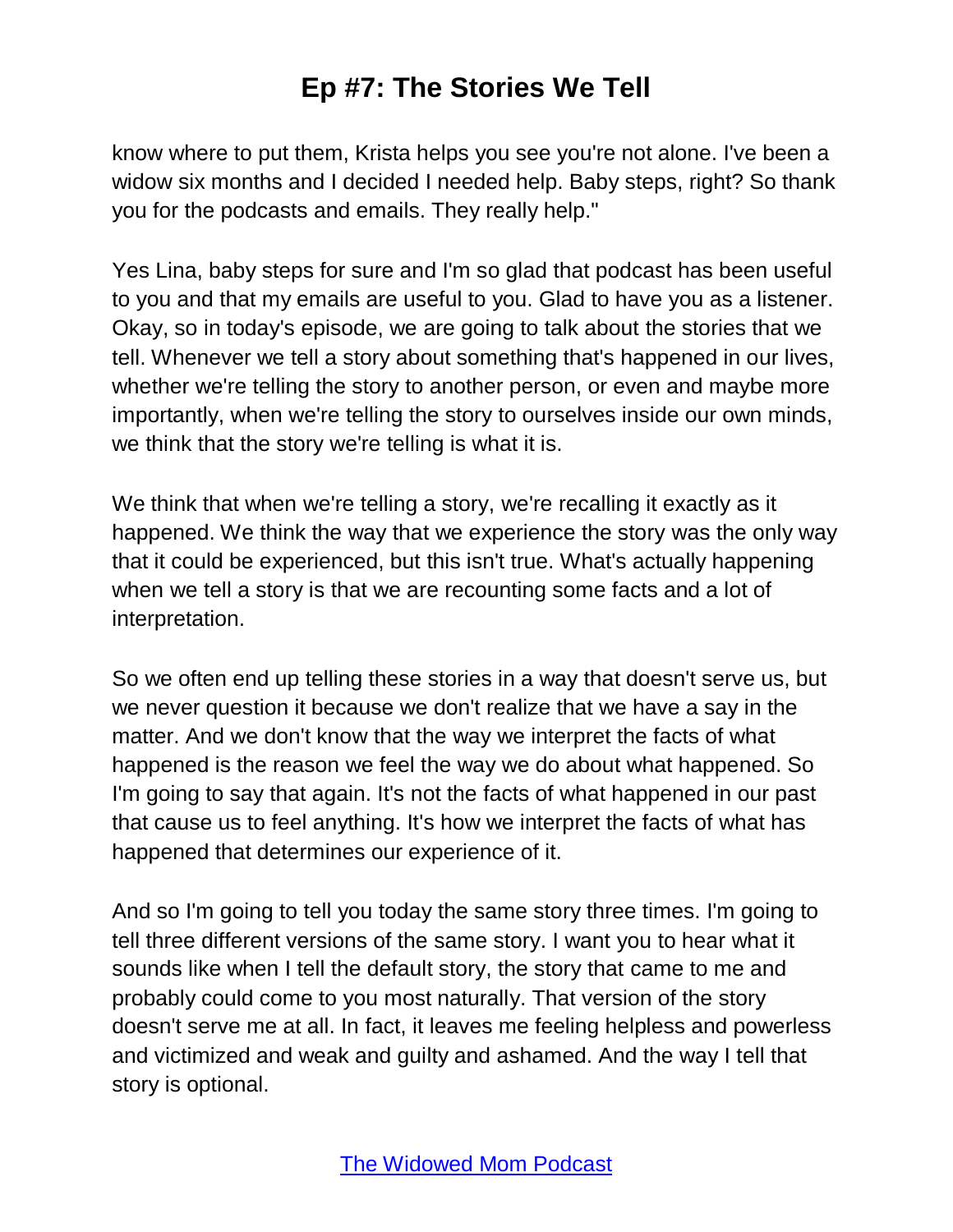know where to put them, Krista helps you see you're not alone. I've been a widow six months and I decided I needed help. Baby steps, right? So thank you for the podcasts and emails. They really help."

Yes Lina, baby steps for sure and I'm so glad that podcast has been useful to you and that my emails are useful to you. Glad to have you as a listener. Okay, so in today's episode, we are going to talk about the stories that we tell. Whenever we tell a story about something that's happened in our lives, whether we're telling the story to another person, or even and maybe more importantly, when we're telling the story to ourselves inside our own minds, we think that the story we're telling is what it is.

We think that when we're telling a story, we're recalling it exactly as it happened. We think the way that we experience the story was the only way that it could be experienced, but this isn't true. What's actually happening when we tell a story is that we are recounting some facts and a lot of interpretation.

So we often end up telling these stories in a way that doesn't serve us, but we never question it because we don't realize that we have a say in the matter. And we don't know that the way we interpret the facts of what happened is the reason we feel the way we do about what happened. So I'm going to say that again. It's not the facts of what happened in our past that cause us to feel anything. It's how we interpret the facts of what has happened that determines our experience of it.

And so I'm going to tell you today the same story three times. I'm going to tell three different versions of the same story. I want you to hear what it sounds like when I tell the default story, the story that came to me and probably could come to you most naturally. That version of the story doesn't serve me at all. In fact, it leaves me feeling helpless and powerless and victimized and weak and guilty and ashamed. And the way I tell that story is optional.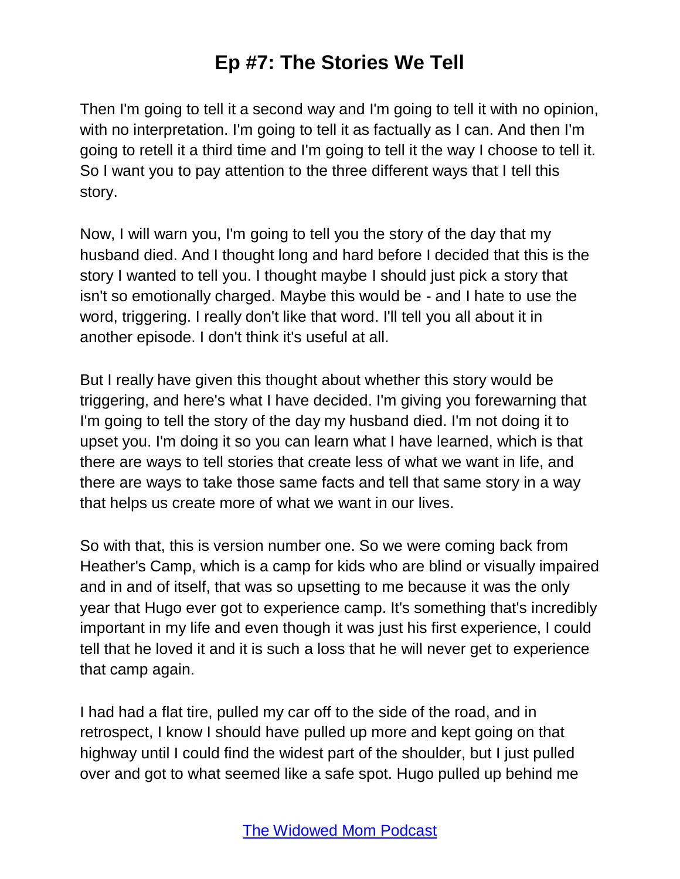Then I'm going to tell it a second way and I'm going to tell it with no opinion, with no interpretation. I'm going to tell it as factually as I can. And then I'm going to retell it a third time and I'm going to tell it the way I choose to tell it. So I want you to pay attention to the three different ways that I tell this story.

Now, I will warn you, I'm going to tell you the story of the day that my husband died. And I thought long and hard before I decided that this is the story I wanted to tell you. I thought maybe I should just pick a story that isn't so emotionally charged. Maybe this would be - and I hate to use the word, triggering. I really don't like that word. I'll tell you all about it in another episode. I don't think it's useful at all.

But I really have given this thought about whether this story would be triggering, and here's what I have decided. I'm giving you forewarning that I'm going to tell the story of the day my husband died. I'm not doing it to upset you. I'm doing it so you can learn what I have learned, which is that there are ways to tell stories that create less of what we want in life, and there are ways to take those same facts and tell that same story in a way that helps us create more of what we want in our lives.

So with that, this is version number one. So we were coming back from Heather's Camp, which is a camp for kids who are blind or visually impaired and in and of itself, that was so upsetting to me because it was the only year that Hugo ever got to experience camp. It's something that's incredibly important in my life and even though it was just his first experience, I could tell that he loved it and it is such a loss that he will never get to experience that camp again.

I had had a flat tire, pulled my car off to the side of the road, and in retrospect, I know I should have pulled up more and kept going on that highway until I could find the widest part of the shoulder, but I just pulled over and got to what seemed like a safe spot. Hugo pulled up behind me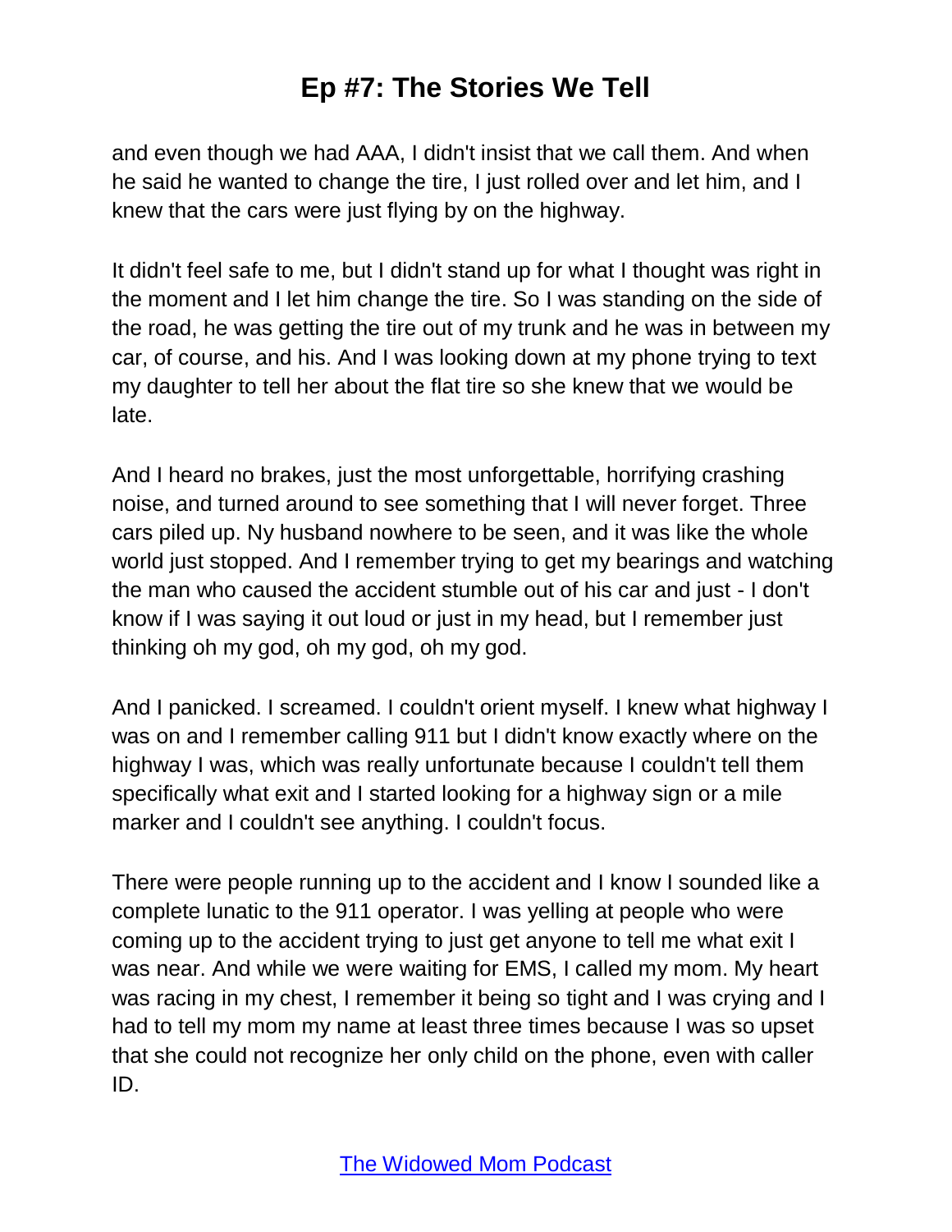and even though we had AAA, I didn't insist that we call them. And when he said he wanted to change the tire, I just rolled over and let him, and I knew that the cars were just flying by on the highway.

It didn't feel safe to me, but I didn't stand up for what I thought was right in the moment and I let him change the tire. So I was standing on the side of the road, he was getting the tire out of my trunk and he was in between my car, of course, and his. And I was looking down at my phone trying to text my daughter to tell her about the flat tire so she knew that we would be late.

And I heard no brakes, just the most unforgettable, horrifying crashing noise, and turned around to see something that I will never forget. Three cars piled up. Ny husband nowhere to be seen, and it was like the whole world just stopped. And I remember trying to get my bearings and watching the man who caused the accident stumble out of his car and just - I don't know if I was saying it out loud or just in my head, but I remember just thinking oh my god, oh my god, oh my god.

And I panicked. I screamed. I couldn't orient myself. I knew what highway I was on and I remember calling 911 but I didn't know exactly where on the highway I was, which was really unfortunate because I couldn't tell them specifically what exit and I started looking for a highway sign or a mile marker and I couldn't see anything. I couldn't focus.

There were people running up to the accident and I know I sounded like a complete lunatic to the 911 operator. I was yelling at people who were coming up to the accident trying to just get anyone to tell me what exit I was near. And while we were waiting for EMS, I called my mom. My heart was racing in my chest, I remember it being so tight and I was crying and I had to tell my mom my name at least three times because I was so upset that she could not recognize her only child on the phone, even with caller ID.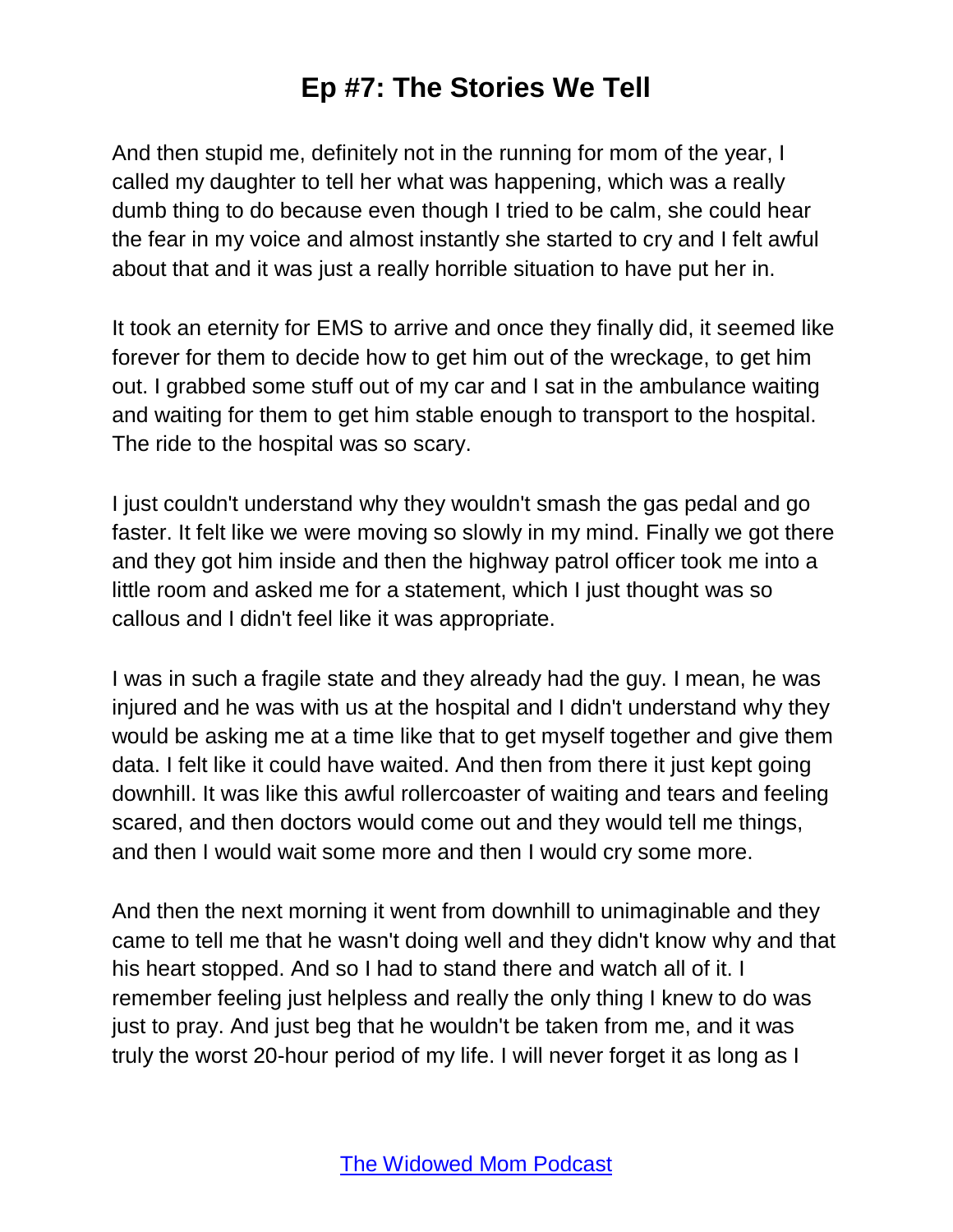And then stupid me, definitely not in the running for mom of the year, I called my daughter to tell her what was happening, which was a really dumb thing to do because even though I tried to be calm, she could hear the fear in my voice and almost instantly she started to cry and I felt awful about that and it was just a really horrible situation to have put her in.

It took an eternity for EMS to arrive and once they finally did, it seemed like forever for them to decide how to get him out of the wreckage, to get him out. I grabbed some stuff out of my car and I sat in the ambulance waiting and waiting for them to get him stable enough to transport to the hospital. The ride to the hospital was so scary.

I just couldn't understand why they wouldn't smash the gas pedal and go faster. It felt like we were moving so slowly in my mind. Finally we got there and they got him inside and then the highway patrol officer took me into a little room and asked me for a statement, which I just thought was so callous and I didn't feel like it was appropriate.

I was in such a fragile state and they already had the guy. I mean, he was injured and he was with us at the hospital and I didn't understand why they would be asking me at a time like that to get myself together and give them data. I felt like it could have waited. And then from there it just kept going downhill. It was like this awful rollercoaster of waiting and tears and feeling scared, and then doctors would come out and they would tell me things, and then I would wait some more and then I would cry some more.

And then the next morning it went from downhill to unimaginable and they came to tell me that he wasn't doing well and they didn't know why and that his heart stopped. And so I had to stand there and watch all of it. I remember feeling just helpless and really the only thing I knew to do was just to pray. And just beg that he wouldn't be taken from me, and it was truly the worst 20-hour period of my life. I will never forget it as long as I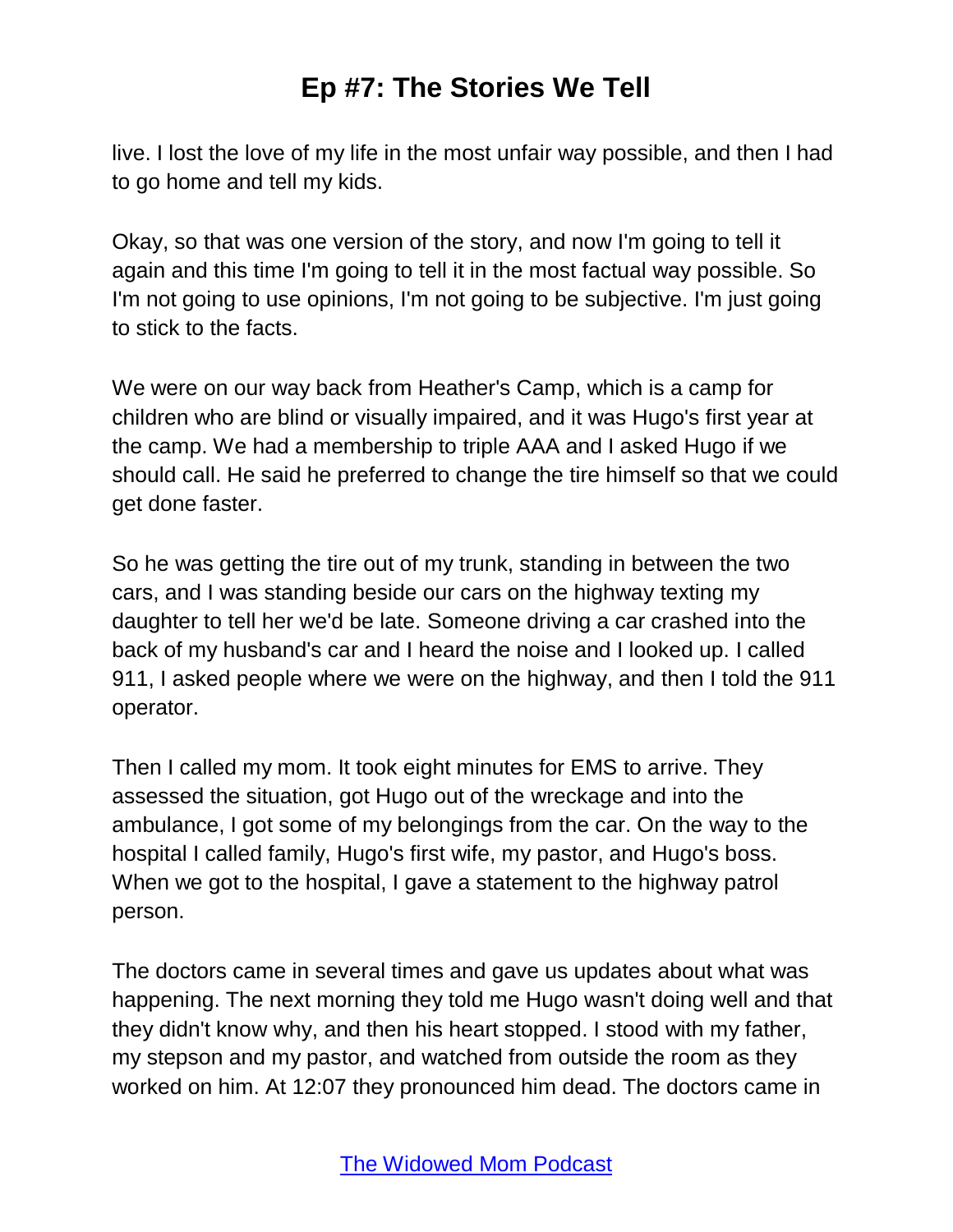live. I lost the love of my life in the most unfair way possible, and then I had to go home and tell my kids.

Okay, so that was one version of the story, and now I'm going to tell it again and this time I'm going to tell it in the most factual way possible. So I'm not going to use opinions, I'm not going to be subjective. I'm just going to stick to the facts.

We were on our way back from Heather's Camp, which is a camp for children who are blind or visually impaired, and it was Hugo's first year at the camp. We had a membership to triple AAA and I asked Hugo if we should call. He said he preferred to change the tire himself so that we could get done faster.

So he was getting the tire out of my trunk, standing in between the two cars, and I was standing beside our cars on the highway texting my daughter to tell her we'd be late. Someone driving a car crashed into the back of my husband's car and I heard the noise and I looked up. I called 911, I asked people where we were on the highway, and then I told the 911 operator.

Then I called my mom. It took eight minutes for EMS to arrive. They assessed the situation, got Hugo out of the wreckage and into the ambulance, I got some of my belongings from the car. On the way to the hospital I called family, Hugo's first wife, my pastor, and Hugo's boss. When we got to the hospital, I gave a statement to the highway patrol person.

The doctors came in several times and gave us updates about what was happening. The next morning they told me Hugo wasn't doing well and that they didn't know why, and then his heart stopped. I stood with my father, my stepson and my pastor, and watched from outside the room as they worked on him. At 12:07 they pronounced him dead. The doctors came in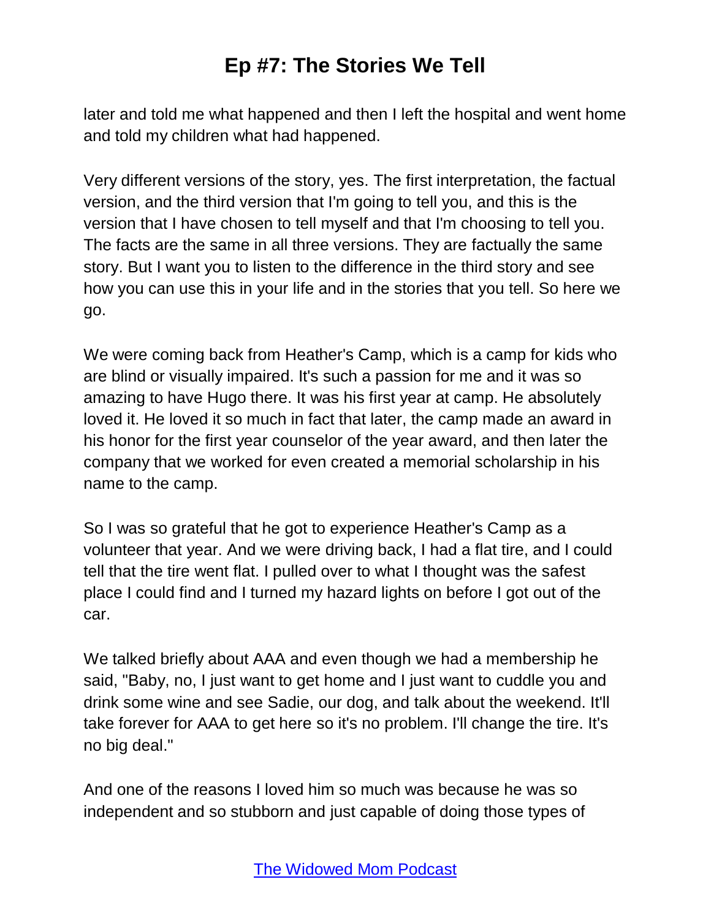later and told me what happened and then I left the hospital and went home and told my children what had happened.

Very different versions of the story, yes. The first interpretation, the factual version, and the third version that I'm going to tell you, and this is the version that I have chosen to tell myself and that I'm choosing to tell you. The facts are the same in all three versions. They are factually the same story. But I want you to listen to the difference in the third story and see how you can use this in your life and in the stories that you tell. So here we go.

We were coming back from Heather's Camp, which is a camp for kids who are blind or visually impaired. It's such a passion for me and it was so amazing to have Hugo there. It was his first year at camp. He absolutely loved it. He loved it so much in fact that later, the camp made an award in his honor for the first year counselor of the year award, and then later the company that we worked for even created a memorial scholarship in his name to the camp.

So I was so grateful that he got to experience Heather's Camp as a volunteer that year. And we were driving back, I had a flat tire, and I could tell that the tire went flat. I pulled over to what I thought was the safest place I could find and I turned my hazard lights on before I got out of the car.

We talked briefly about AAA and even though we had a membership he said, "Baby, no, I just want to get home and I just want to cuddle you and drink some wine and see Sadie, our dog, and talk about the weekend. It'll take forever for AAA to get here so it's no problem. I'll change the tire. It's no big deal."

And one of the reasons I loved him so much was because he was so independent and so stubborn and just capable of doing those types of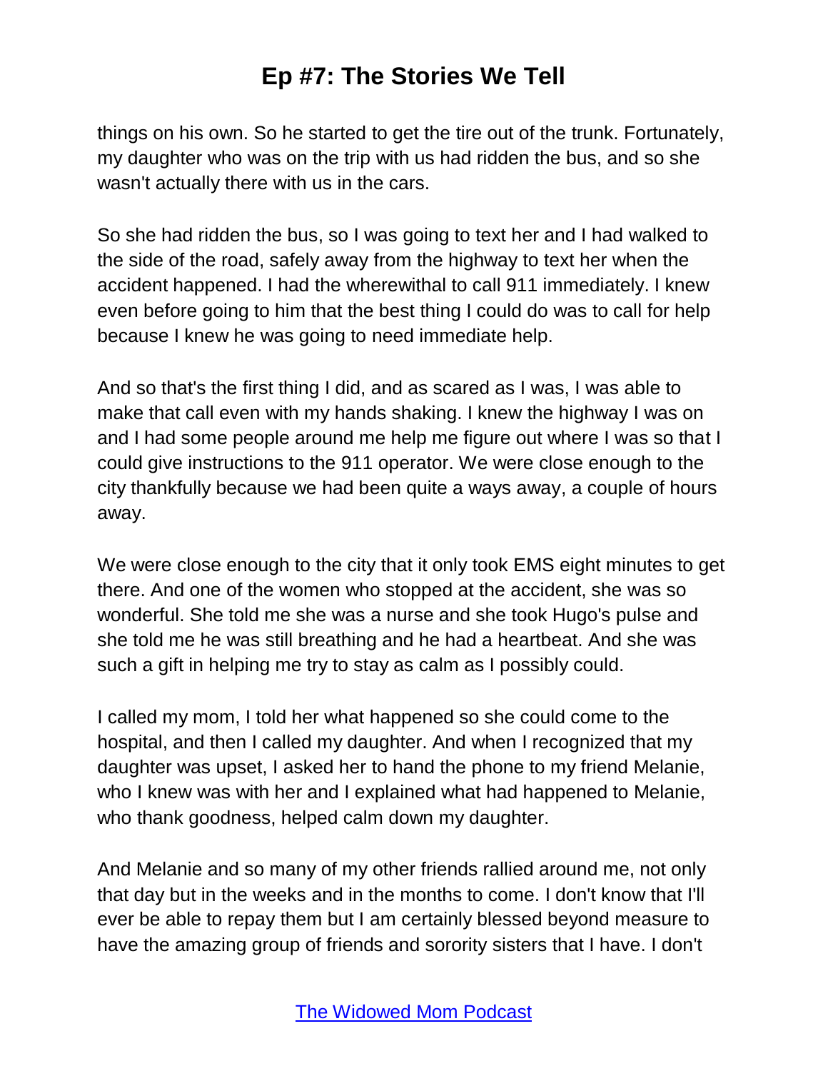things on his own. So he started to get the tire out of the trunk. Fortunately, my daughter who was on the trip with us had ridden the bus, and so she wasn't actually there with us in the cars.

So she had ridden the bus, so I was going to text her and I had walked to the side of the road, safely away from the highway to text her when the accident happened. I had the wherewithal to call 911 immediately. I knew even before going to him that the best thing I could do was to call for help because I knew he was going to need immediate help.

And so that's the first thing I did, and as scared as I was, I was able to make that call even with my hands shaking. I knew the highway I was on and I had some people around me help me figure out where I was so that I could give instructions to the 911 operator. We were close enough to the city thankfully because we had been quite a ways away, a couple of hours away.

We were close enough to the city that it only took EMS eight minutes to get there. And one of the women who stopped at the accident, she was so wonderful. She told me she was a nurse and she took Hugo's pulse and she told me he was still breathing and he had a heartbeat. And she was such a gift in helping me try to stay as calm as I possibly could.

I called my mom, I told her what happened so she could come to the hospital, and then I called my daughter. And when I recognized that my daughter was upset, I asked her to hand the phone to my friend Melanie, who I knew was with her and I explained what had happened to Melanie, who thank goodness, helped calm down my daughter.

And Melanie and so many of my other friends rallied around me, not only that day but in the weeks and in the months to come. I don't know that I'll ever be able to repay them but I am certainly blessed beyond measure to have the amazing group of friends and sorority sisters that I have. I don't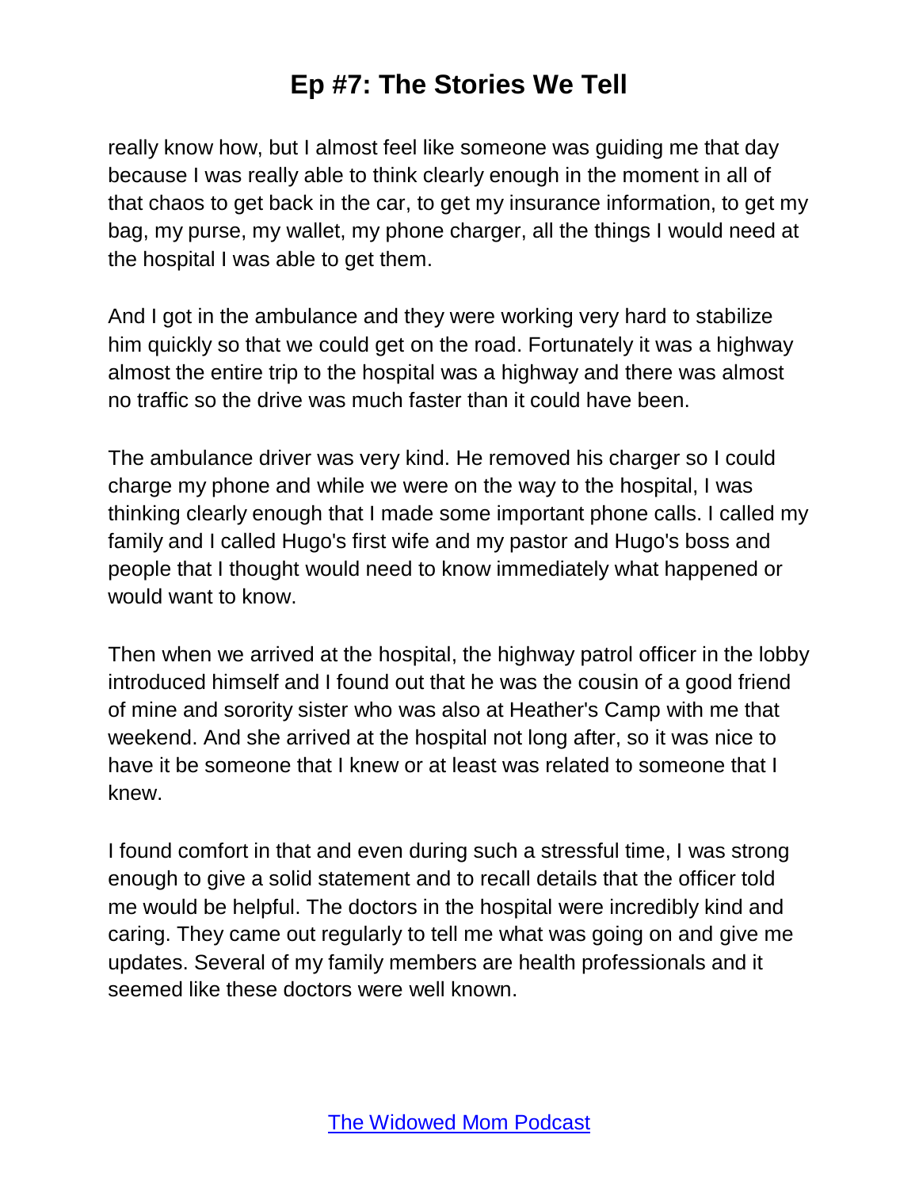really know how, but I almost feel like someone was guiding me that day because I was really able to think clearly enough in the moment in all of that chaos to get back in the car, to get my insurance information, to get my bag, my purse, my wallet, my phone charger, all the things I would need at the hospital I was able to get them.

And I got in the ambulance and they were working very hard to stabilize him quickly so that we could get on the road. Fortunately it was a highway almost the entire trip to the hospital was a highway and there was almost no traffic so the drive was much faster than it could have been.

The ambulance driver was very kind. He removed his charger so I could charge my phone and while we were on the way to the hospital, I was thinking clearly enough that I made some important phone calls. I called my family and I called Hugo's first wife and my pastor and Hugo's boss and people that I thought would need to know immediately what happened or would want to know.

Then when we arrived at the hospital, the highway patrol officer in the lobby introduced himself and I found out that he was the cousin of a good friend of mine and sorority sister who was also at Heather's Camp with me that weekend. And she arrived at the hospital not long after, so it was nice to have it be someone that I knew or at least was related to someone that I knew.

I found comfort in that and even during such a stressful time, I was strong enough to give a solid statement and to recall details that the officer told me would be helpful. The doctors in the hospital were incredibly kind and caring. They came out regularly to tell me what was going on and give me updates. Several of my family members are health professionals and it seemed like these doctors were well known.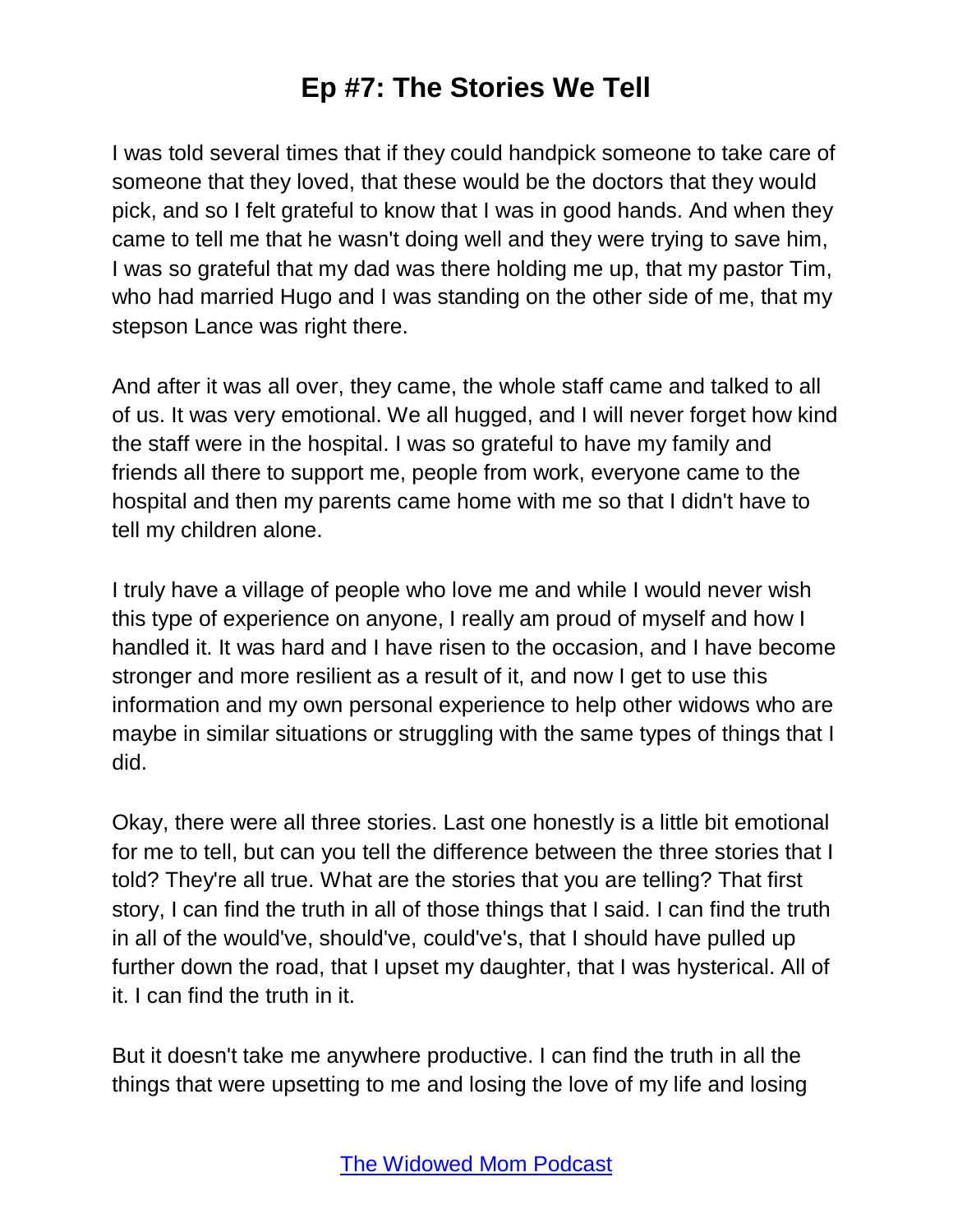I was told several times that if they could handpick someone to take care of someone that they loved, that these would be the doctors that they would pick, and so I felt grateful to know that I was in good hands. And when they came to tell me that he wasn't doing well and they were trying to save him, I was so grateful that my dad was there holding me up, that my pastor Tim, who had married Hugo and I was standing on the other side of me, that my stepson Lance was right there.

And after it was all over, they came, the whole staff came and talked to all of us. It was very emotional. We all hugged, and I will never forget how kind the staff were in the hospital. I was so grateful to have my family and friends all there to support me, people from work, everyone came to the hospital and then my parents came home with me so that I didn't have to tell my children alone.

I truly have a village of people who love me and while I would never wish this type of experience on anyone, I really am proud of myself and how I handled it. It was hard and I have risen to the occasion, and I have become stronger and more resilient as a result of it, and now I get to use this information and my own personal experience to help other widows who are maybe in similar situations or struggling with the same types of things that I did.

Okay, there were all three stories. Last one honestly is a little bit emotional for me to tell, but can you tell the difference between the three stories that I told? They're all true. What are the stories that you are telling? That first story, I can find the truth in all of those things that I said. I can find the truth in all of the would've, should've, could've's, that I should have pulled up further down the road, that I upset my daughter, that I was hysterical. All of it. I can find the truth in it.

But it doesn't take me anywhere productive. I can find the truth in all the things that were upsetting to me and losing the love of my life and losing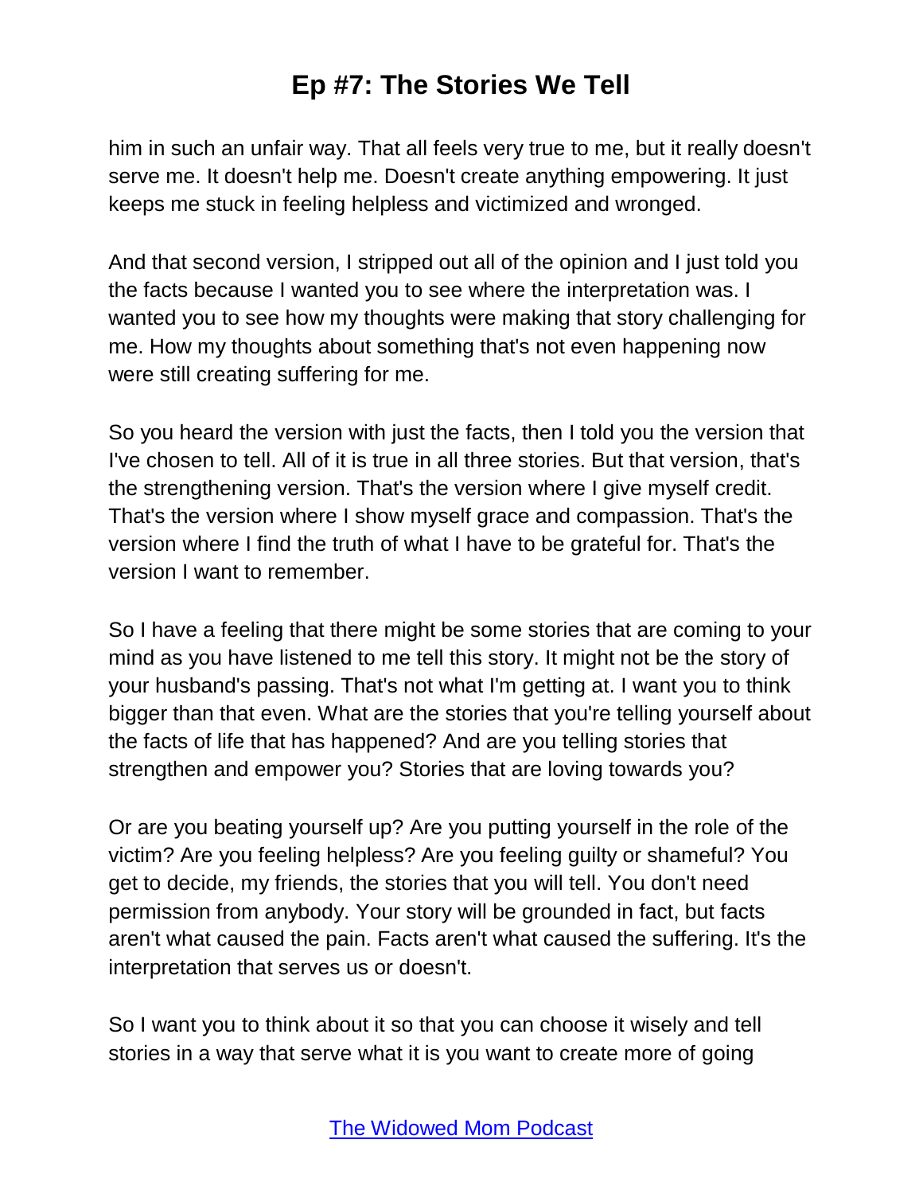him in such an unfair way. That all feels very true to me, but it really doesn't serve me. It doesn't help me. Doesn't create anything empowering. It just keeps me stuck in feeling helpless and victimized and wronged.

And that second version, I stripped out all of the opinion and I just told you the facts because I wanted you to see where the interpretation was. I wanted you to see how my thoughts were making that story challenging for me. How my thoughts about something that's not even happening now were still creating suffering for me.

So you heard the version with just the facts, then I told you the version that I've chosen to tell. All of it is true in all three stories. But that version, that's the strengthening version. That's the version where I give myself credit. That's the version where I show myself grace and compassion. That's the version where I find the truth of what I have to be grateful for. That's the version I want to remember.

So I have a feeling that there might be some stories that are coming to your mind as you have listened to me tell this story. It might not be the story of your husband's passing. That's not what I'm getting at. I want you to think bigger than that even. What are the stories that you're telling yourself about the facts of life that has happened? And are you telling stories that strengthen and empower you? Stories that are loving towards you?

Or are you beating yourself up? Are you putting yourself in the role of the victim? Are you feeling helpless? Are you feeling guilty or shameful? You get to decide, my friends, the stories that you will tell. You don't need permission from anybody. Your story will be grounded in fact, but facts aren't what caused the pain. Facts aren't what caused the suffering. It's the interpretation that serves us or doesn't.

So I want you to think about it so that you can choose it wisely and tell stories in a way that serve what it is you want to create more of going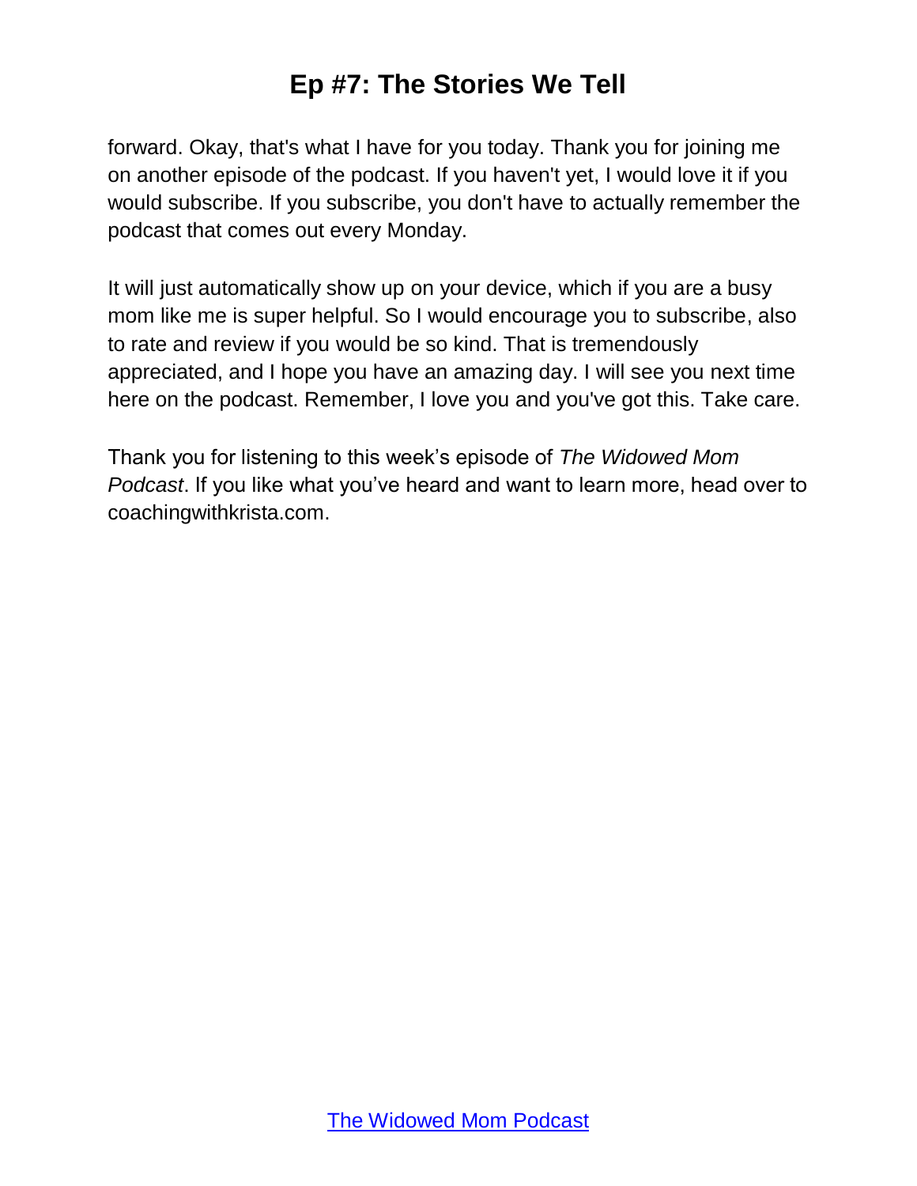forward. Okay, that's what I have for you today. Thank you for joining me on another episode of the podcast. If you haven't yet, I would love it if you would subscribe. If you subscribe, you don't have to actually remember the podcast that comes out every Monday.

It will just automatically show up on your device, which if you are a busy mom like me is super helpful. So I would encourage you to subscribe, also to rate and review if you would be so kind. That is tremendously appreciated, and I hope you have an amazing day. I will see you next time here on the podcast. Remember, I love you and you've got this. Take care.

Thank you for listening to this week's episode of *The Widowed Mom Podcast*. If you like what you've heard and want to learn more, head over to coachingwithkrista.com.